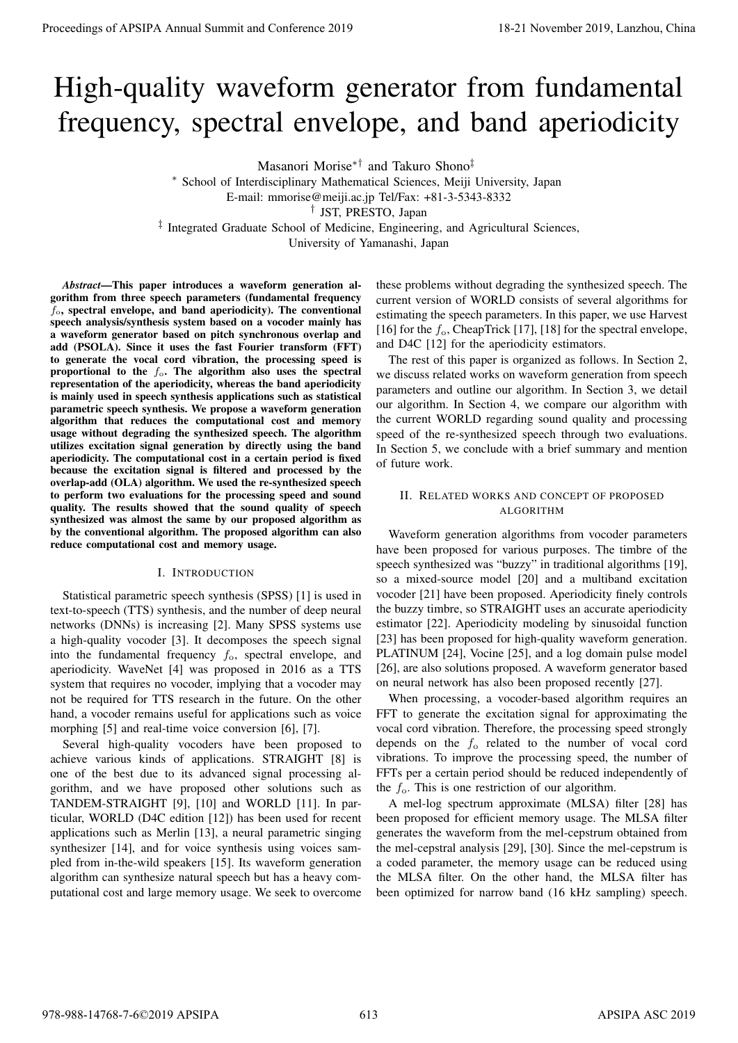# High-quality waveform generator from fundamental frequency, spectral envelope, and band aperiodicity

Masanori Morise[*][†] and Takuro Shono[‡]

[*] School of Interdisciplinary Mathematical Sciences, Meiji University, Japan
E-mail: mmorise@meiji.ac.jp Tel/Fax: +81-3-5343-8332
[†] JST, PRESTO, Japan
[‡] Integrated Graduate School of Medicine, Engineering, and Agricultural Sciences,
University of Yamanashi, Japan

***Abstract*—This paper introduces a waveform generation algorithm from three speech parameters (fundamental frequency $f_o$, spectral envelope, and band aperiodicity). The conventional speech analysis/synthesis system based on a vocoder mainly has a waveform generator based on pitch synchronous overlap and add (PSOLA). Since it uses the fast Fourier transform (FFT) to generate the vocal cord vibration, the processing speed is proportional to the $f_o$. The algorithm also uses the spectral representation of the aperiodicity, whereas the band aperiodicity is mainly used in speech synthesis applications such as statistical parametric speech synthesis. We propose a waveform generation algorithm that reduces the computational cost and memory usage without degrading the synthesized speech. The algorithm utilizes excitation signal generation by directly using the band aperiodicity. The computational cost in a certain period is fixed because the excitation signal is filtered and processed by the overlap-add (OLA) algorithm. We used the re-synthesized speech to perform two evaluations for the processing speed and sound quality. The results showed that the sound quality of speech synthesized was almost the same by our proposed algorithm as by the conventional algorithm. The proposed algorithm can also reduce computational cost and memory usage.**

## I. Introduction

Statistical parametric speech synthesis (SPSS) [1] is used in text-to-speech (TTS) synthesis, and the number of deep neural networks (DNNs) is increasing [2]. Many SPSS systems use a high-quality vocoder [3]. It decomposes the speech signal into the fundamental frequency $f_o$, spectral envelope, and aperiodicity. WaveNet [4] was proposed in 2016 as a TTS system that requires no vocoder, implying that a vocoder may not be required for TTS research in the future. On the other hand, a vocoder remains useful for applications such as voice morphing [5] and real-time voice conversion [6], [7].

Several high-quality vocoders have been proposed to achieve various kinds of applications. STRAIGHT [8] is one of the best due to its advanced signal processing algorithm, and we have proposed other solutions such as TANDEM-STRAIGHT [9], [10] and WORLD [11]. In particular, WORLD (D4C edition [12]) has been used for recent applications such as Merlin [13], a neural parametric singing synthesizer [14], and for voice synthesis using voices sampled from in-the-wild speakers [15]. Its waveform generation algorithm can synthesize natural speech but has a heavy computational cost and large memory usage. We seek to overcome these problems without degrading the synthesized speech. The current version of WORLD consists of several algorithms for estimating the speech parameters. In this paper, we use Harvest [16] for the $f_o$, CheapTrick [17], [18] for the spectral envelope, and D4C [12] for the aperiodicity estimators.

The rest of this paper is organized as follows. In Section 2, we discuss related works on waveform generation from speech parameters and outline our algorithm. In Section 3, we detail our algorithm. In Section 4, we compare our algorithm with the current WORLD regarding sound quality and processing speed of the re-synthesized speech through two evaluations. In Section 5, we conclude with a brief summary and mention of future work.

## II. Related works and concept of proposed algorithm

Waveform generation algorithms from vocoder parameters have been proposed for various purposes. The timbre of the speech synthesized was "buzzy" in traditional algorithms [19], so a mixed-source model [20] and a multiband excitation vocoder [21] have been proposed. Aperiodicity finely controls the buzzy timbre, so STRAIGHT uses an accurate aperiodicity estimator [22]. Aperiodicity modeling by sinusoidal function [23] has been proposed for high-quality waveform generation. PLATINUM [24], Vocine [25], and a log domain pulse model [26], are also solutions proposed. A waveform generator based on neural network has also been proposed recently [27].

When processing, a vocoder-based algorithm requires an FFT to generate the excitation signal for approximating the vocal cord vibration. Therefore, the processing speed strongly depends on the $f_o$ related to the number of vocal cord vibrations. To improve the processing speed, the number of FFTs per a certain period should be reduced independently of the $f_o$. This is one restriction of our algorithm.

A mel-log spectrum approximate (MLSA) filter [28] has been proposed for efficient memory usage. The MLSA filter generates the waveform from the mel-cepstrum obtained from the mel-cepstral analysis [29], [30]. Since the mel-cepstrum is a coded parameter, the memory usage can be reduced using the MLSA filter. On the other hand, the MLSA filter has been optimized for narrow band (16 kHz sampling) speech.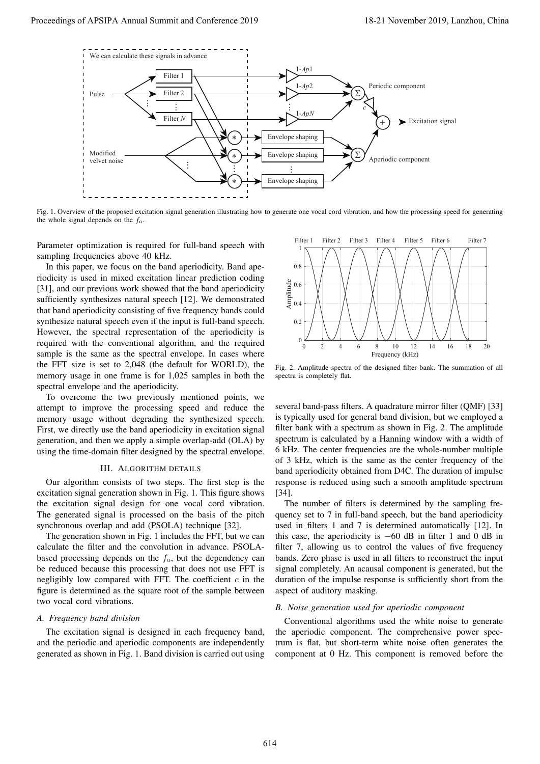Fig. 1. Overview of the proposed excitation signal generation illustrating how to generate one vocal cord vibration, and how the processing speed for generating the whole signal depends on the $f_o$.

Parameter optimization is required for full-band speech with sampling frequencies above 40 kHz.

In this paper, we focus on the band aperiodicity. Band aperiodicity is used in mixed excitation linear prediction coding [31], and our previous work showed that the band aperiodicity sufficiently synthesizes natural speech [12]. We demonstrated that band aperiodicity consisting of five frequency bands could synthesize natural speech even if the input is full-band speech. However, the spectral representation of the aperiodicity is required with the conventional algorithm, and the required sample is the same as the spectral envelope. In cases where the FFT size is set to 2,048 (the default for WORLD), the memory usage in one frame is for 1,025 samples in both the spectral envelope and the aperiodicity.

To overcome the two previously mentioned points, we attempt to improve the processing speed and reduce the memory usage without degrading the synthesized speech. First, we directly use the band aperiodicity in excitation signal generation, and then we apply a simple overlap-add (OLA) by using the time-domain filter designed by the spectral envelope.

## III. Algorithm Details

Our algorithm consists of two steps. The first step is the excitation signal generation shown in Fig. 1. This figure shows the excitation signal design for one vocal cord vibration. The generated signal is processed on the basis of the pitch synchronous overlap and add (PSOLA) technique [32].

The generation shown in Fig. 1 includes the FFT, but we can calculate the filter and the convolution in advance. PSOLA-based processing depends on the $f_o$, but the dependency can be reduced because this processing that does not use FFT is negligibly low compared with FFT. The coefficient $c$ in the figure is determined as the square root of the sample between two vocal cord vibrations.

### *A. Frequency band division*

The excitation signal is designed in each frequency band, and the periodic and aperiodic components are independently generated as shown in Fig. 1. Band division is carried out using several band-pass filters. A quadrature mirror filter (QMF) [33] is typically used for general band division, but we employed a filter bank with a spectrum as shown in Fig. 2. The amplitude spectrum is calculated by a Hanning window with a width of 6 kHz. The center frequencies are the whole-number multiple of 3 kHz, which is the same as the center frequency of the band aperiodicity obtained from D4C. The duration of impulse response is reduced using such a smooth amplitude spectrum [34].

Fig. 2. Amplitude spectra of the designed filter bank. The summation of all spectra is completely flat.

The number of filters is determined by the sampling frequency set to 7 in full-band speech, but the band aperiodicity used in filters 1 and 7 is determined automatically [12]. In this case, the aperiodicity is $-60$ dB in filter 1 and 0 dB in filter 7, allowing us to control the values of five frequency bands. Zero phase is used in all filters to reconstruct the input signal completely. An acausal component is generated, but the duration of the impulse response is sufficiently short from the aspect of auditory masking.

### *B. Noise generation used for aperiodic component*

Conventional algorithms used the white noise to generate the aperiodic component. The comprehensive power spectrum is flat, but short-term white noise often generates the component at 0 Hz. This component is removed before the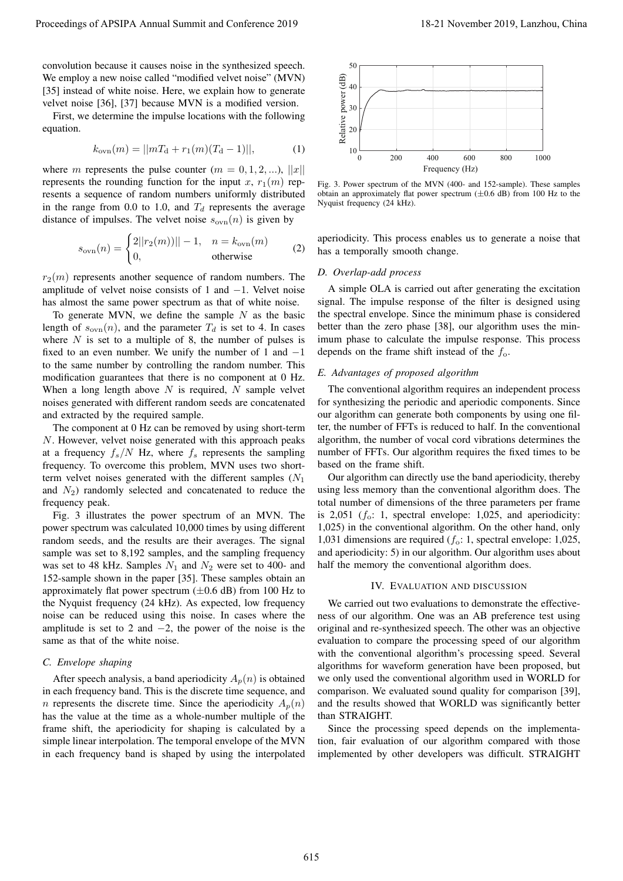convolution because it causes noise in the synthesized speech. We employ a new noise called "modified velvet noise" (MVN) [35] instead of white noise. Here, we explain how to generate velvet noise [36], [37] because MVN is a modified version.

First, we determine the impulse locations with the following equation.

$$k_{\mathrm{ovn}}(m) = ||mT_{\mathrm{d}} + r_1(m)(T_{\mathrm{d}} - 1)||, \tag{1}$$

where $m$ represents the pulse counter ($m = 0, 1, 2, ...$), $||x||$ represents the rounding function for the input $x$, $r_1(m)$ represents a sequence of random numbers uniformly distributed in the range from 0.0 to 1.0, and $T_d$ represents the average distance of impulses. The velvet noise $s_{\mathrm{ovn}}(n)$ is given by

$$s_{\mathrm{ovn}}(n) = \begin{cases} 2||r_2(m))|| - 1, & n = k_{\mathrm{ovn}}(m) \\ 0, & \text{otherwise} \end{cases} \tag{2}$$

$r_2(m)$ represents another sequence of random numbers. The amplitude of velvet noise consists of 1 and $-1$. Velvet noise has almost the same power spectrum as that of white noise.

To generate MVN, we define the sample $N$ as the basic length of $s_{\mathrm{ovn}}(n)$, and the parameter $T_d$ is set to 4. In cases where $N$ is set to a multiple of 8, the number of pulses is fixed to an even number. We unify the number of 1 and $-1$ to the same number by controlling the random number. This modification guarantees that there is no component at 0 Hz. When a long length above $N$ is required, $N$ sample velvet noises generated with different random seeds are concatenated and extracted by the required sample.

The component at 0 Hz can be removed by using short-term $N$. However, velvet noise generated with this approach peaks at a frequency $f_s/N$ Hz, where $f_s$ represents the sampling frequency. To overcome this problem, MVN uses two short-term velvet noises generated with the different samples ($N_1$ and $N_2$) randomly selected and concatenated to reduce the frequency peak.

Fig. 3 illustrates the power spectrum of an MVN. The power spectrum was calculated 10,000 times by using different random seeds, and the results are their averages. The signal sample was set to 8,192 samples, and the sampling frequency was set to 48 kHz. Samples $N_1$ and $N_2$ were set to 400- and 152-sample shown in the paper [35]. These samples obtain an approximately flat power spectrum (±0.6 dB) from 100 Hz to the Nyquist frequency (24 kHz). As expected, low frequency noise can be reduced using this noise. In cases where the amplitude is set to 2 and $-2$, the power of the noise is the same as that of the white noise.

### C. Envelope shaping

After speech analysis, a band aperiodicity $A_p(n)$ is obtained in each frequency band. This is the discrete time sequence, and $n$ represents the discrete time. Since the aperiodicity $A_p(n)$ has the value at the time as a whole-number multiple of the frame shift, the aperiodicity for shaping is calculated by a simple linear interpolation. The temporal envelope of the MVN in each frequency band is shaped by using the interpolated aperiodicity. This process enables us to generate a noise that has a temporally smooth change.

Fig. 3. Power spectrum of the MVN (400- and 152-sample). These samples obtain an approximately flat power spectrum (±0.6 dB) from 100 Hz to the Nyquist frequency (24 kHz).

### D. Overlap-add process

A simple OLA is carried out after generating the excitation signal. The impulse response of the filter is designed using the spectral envelope. Since the minimum phase is considered better than the zero phase [38], our algorithm uses the minimum phase to calculate the impulse response. This process depends on the frame shift instead of the $f_{\mathrm{o}}$.

### E. Advantages of proposed algorithm

The conventional algorithm requires an independent process for synthesizing the periodic and aperiodic components. Since our algorithm can generate both components by using one filter, the number of FFTs is reduced to half. In the conventional algorithm, the number of vocal cord vibrations determines the number of FFTs. Our algorithm requires the fixed times to be based on the frame shift.

Our algorithm can directly use the band aperiodicity, thereby using less memory than the conventional algorithm does. The total number of dimensions of the three parameters per frame is 2,051 ($f_{\mathrm{o}}$: 1, spectral envelope: 1,025, and aperiodicity: 1,025) in the conventional algorithm. On the other hand, only 1,031 dimensions are required ($f_{\mathrm{o}}$: 1, spectral envelope: 1,025, and aperiodicity: 5) in our algorithm. Our algorithm uses about half the memory the conventional algorithm does.

## IV. Evaluation and discussion

We carried out two evaluations to demonstrate the effectiveness of our algorithm. One was an AB preference test using original and re-synthesized speech. The other was an objective evaluation to compare the processing speed of our algorithm with the conventional algorithm's processing speed. Several algorithms for waveform generation have been proposed, but we only used the conventional algorithm used in WORLD for comparison. We evaluated sound quality for comparison [39], and the results showed that WORLD was significantly better than STRAIGHT.

Since the processing speed depends on the implementation, fair evaluation of our algorithm compared with those implemented by other developers was difficult. STRAIGHT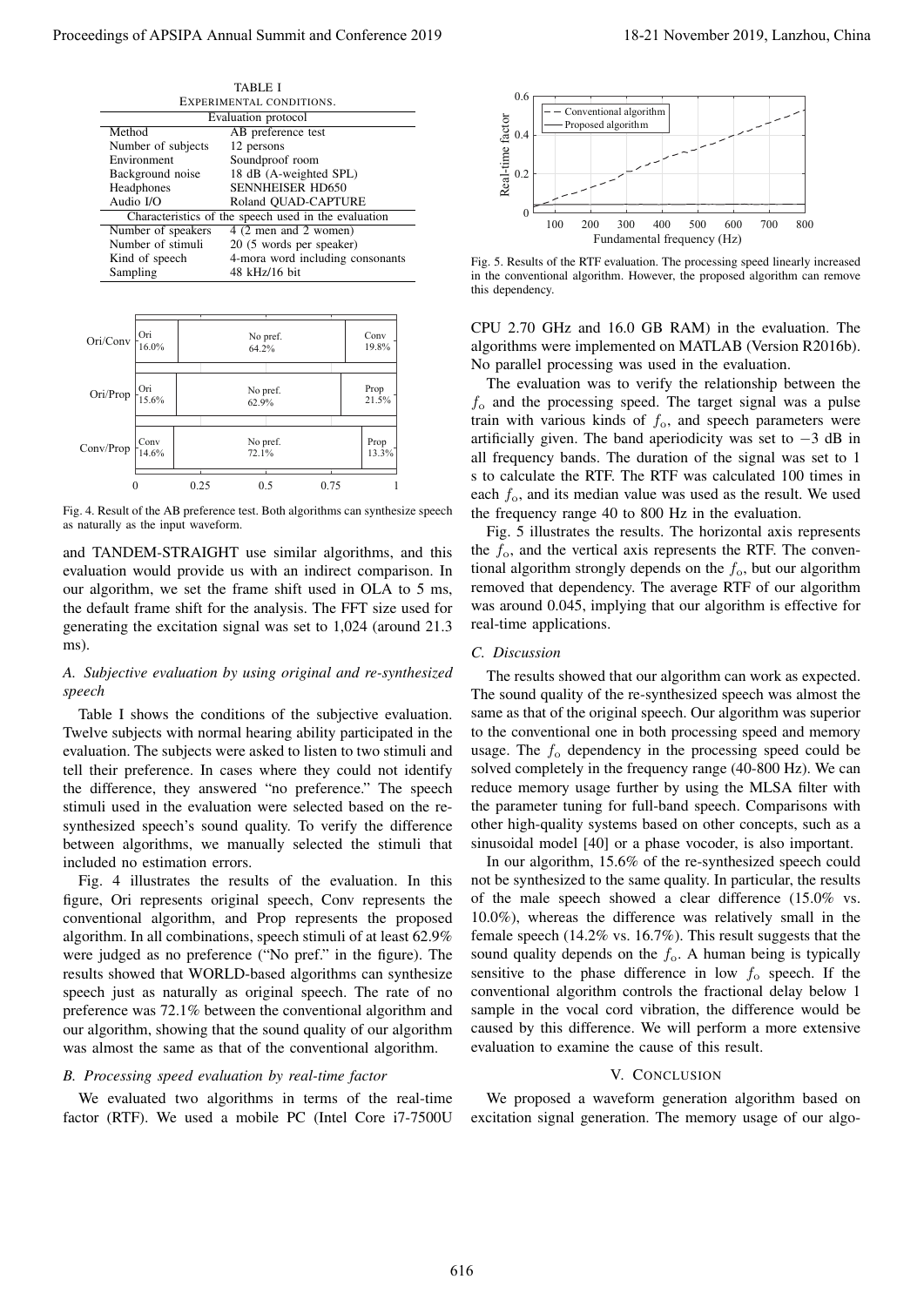TABLE I
EXPERIMENTAL CONDITIONS.

| Evaluation protocol | |
|---|---|
| Method | AB preference test |
| Number of subjects | 12 persons |
| Environment | Soundproof room |
| Background noise | 18 dB (A-weighted SPL) |
| Headphones | SENNHEISER HD650 |
| Audio I/O | Roland QUAD-CAPTURE |
| **Characteristics of the speech used in the evaluation** | |
| Number of speakers | 4 (2 men and 2 women) |
| Number of stimuli | 20 (5 words per speaker) |
| Kind of speech | 4-mora word including consonants |
| Sampling | 48 kHz/16 bit |

Fig. 4. Result of the AB preference test. Both algorithms can synthesize speech as naturally as the input waveform.

and TANDEM-STRAIGHT use similar algorithms, and this evaluation would provide us with an indirect comparison. In our algorithm, we set the frame shift used in OLA to 5 ms, the default frame shift for the analysis. The FFT size used for generating the excitation signal was set to 1,024 (around 21.3 ms).

### A. Subjective evaluation by using original and re-synthesized speech

Table I shows the conditions of the subjective evaluation. Twelve subjects with normal hearing ability participated in the evaluation. The subjects were asked to listen to two stimuli and tell their preference. In cases where they could not identify the difference, they answered "no preference." The speech stimuli used in the evaluation were selected based on the re-synthesized speech's sound quality. To verify the difference between algorithms, we manually selected the stimuli that included no estimation errors.

Fig. 4 illustrates the results of the evaluation. In this figure, Ori represents original speech, Conv represents the conventional algorithm, and Prop represents the proposed algorithm. In all combinations, speech stimuli of at least 62.9% were judged as no preference ("No pref." in the figure). The results showed that WORLD-based algorithms can synthesize speech just as naturally as original speech. The rate of no preference was 72.1% between the conventional algorithm and our algorithm, showing that the sound quality of our algorithm was almost the same as that of the conventional algorithm.

### B. Processing speed evaluation by real-time factor

We evaluated two algorithms in terms of the real-time factor (RTF). We used a mobile PC (Intel Core i7-7500U CPU 2.70 GHz and 16.0 GB RAM) in the evaluation. The algorithms were implemented on MATLAB (Version R2016b). No parallel processing was used in the evaluation.

Fig. 5. Results of the RTF evaluation. The processing speed linearly increased in the conventional algorithm. However, the proposed algorithm can remove this dependency.

The evaluation was to verify the relationship between the $f_o$ and the processing speed. The target signal was a pulse train with various kinds of $f_o$, and speech parameters were artificially given. The band aperiodicity was set to $-3$ dB in all frequency bands. The duration of the signal was set to 1 s to calculate the RTF. The RTF was calculated 100 times in each $f_o$, and its median value was used as the result. We used the frequency range 40 to 800 Hz in the evaluation.

Fig. 5 illustrates the results. The horizontal axis represents the $f_o$, and the vertical axis represents the RTF. The conventional algorithm strongly depends on the $f_o$, but our algorithm removed that dependency. The average RTF of our algorithm was around 0.045, implying that our algorithm is effective for real-time applications.

### C. Discussion

The results showed that our algorithm can work as expected. The sound quality of the re-synthesized speech was almost the same as that of the original speech. Our algorithm was superior to the conventional one in both processing speed and memory usage. The $f_o$ dependency in the processing speed could be solved completely in the frequency range (40-800 Hz). We can reduce memory usage further by using the MLSA filter with the parameter tuning for full-band speech. Comparisons with other high-quality systems based on other concepts, such as a sinusoidal model [40] or a phase vocoder, is also important.

In our algorithm, 15.6% of the re-synthesized speech could not be synthesized to the same quality. In particular, the results of the male speech showed a clear difference (15.0% vs. 10.0%), whereas the difference was relatively small in the female speech (14.2% vs. 16.7%). This result suggests that the sound quality depends on the $f_o$. A human being is typically sensitive to the phase difference in low $f_o$ speech. If the conventional algorithm controls the fractional delay below 1 sample in the vocal cord vibration, the difference would be caused by this difference. We will perform a more extensive evaluation to examine the cause of this result.

## V. Conclusion

We proposed a waveform generation algorithm based on excitation signal generation. The memory usage of our algo-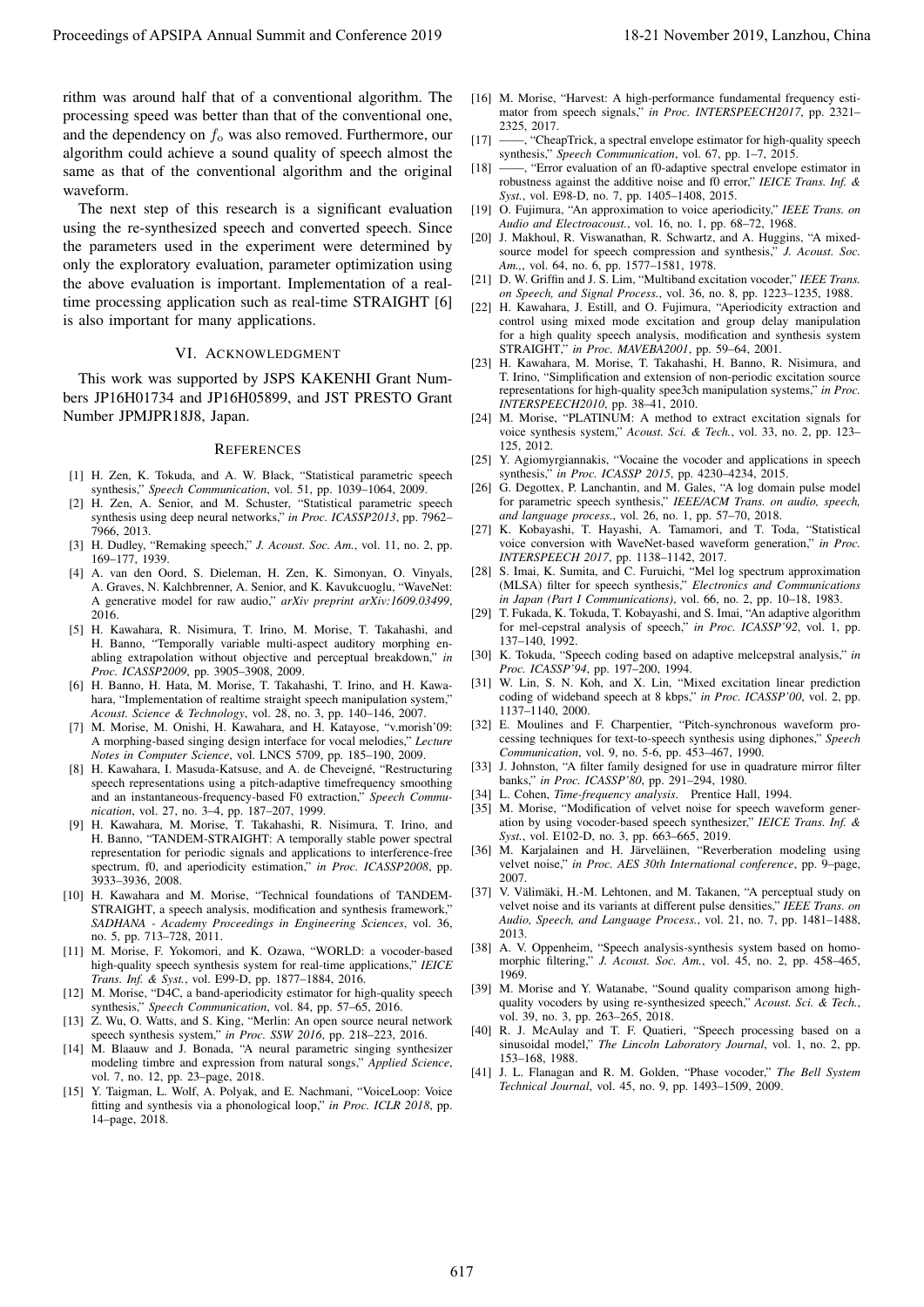rithm was around half that of a conventional algorithm. The processing speed was better than that of the conventional one, and the dependency on $f_o$ was also removed. Furthermore, our algorithm could achieve a sound quality of speech almost the same as that of the conventional algorithm and the original waveform.

The next step of this research is a significant evaluation using the re-synthesized speech and converted speech. Since the parameters used in the experiment were determined by only the exploratory evaluation, parameter optimization using the above evaluation is important. Implementation of a real-time processing application such as real-time STRAIGHT [6] is also important for many applications.

## VI. Acknowledgment

This work was supported by JSPS KAKENHI Grant Numbers JP16H01734 and JP16H05899, and JST PRESTO Grant Number JPMJPR18J8, Japan.

## References

[1] H. Zen, K. Tokuda, and A. W. Black, "Statistical parametric speech synthesis," *Speech Communication*, vol. 51, pp. 1039–1064, 2009.

[2] H. Zen, A. Senior, and M. Schuster, "Statistical parametric speech synthesis using deep neural networks," *in Proc. ICASSP2013*, pp. 7962–7966, 2013.

[3] H. Dudley, "Remaking speech," *J. Acoust. Soc. Am.*, vol. 11, no. 2, pp. 169–177, 1939.

[4] A. van den Oord, S. Dieleman, H. Zen, K. Simonyan, O. Vinyals, A. Graves, N. Kalchbrenner, A. Senior, and K. Kavukcuoglu, "WaveNet: A generative model for raw audio," *arXiv preprint arXiv:1609.03499*, 2016.

[5] H. Kawahara, R. Nisimura, T. Irino, M. Morise, T. Takahashi, and H. Banno, "Temporally variable multi-aspect auditory morphing enabling extrapolation without objective and perceptual breakdown," *in Proc. ICASSP2009*, pp. 3905–3908, 2009.

[6] H. Banno, H. Hata, M. Morise, T. Takahashi, T. Irino, and H. Kawahara, "Implementation of realtime straight speech manipulation system," *Acoust. Science & Technology*, vol. 28, no. 3, pp. 140–146, 2007.

[7] M. Morise, M. Onishi, H. Kawahara, and H. Katayose, "v.morish'09: A morphing-based singing design interface for vocal melodies," *Lecture Notes in Computer Science*, vol. LNCS 5709, pp. 185–190, 2009.

[8] H. Kawahara, I. Masuda-Katsuse, and A. de Cheveigné, "Restructuring speech representations using a pitch-adaptive timefrequency smoothing and an instantaneous-frequency-based F0 extraction," *Speech Communication*, vol. 27, no. 3–4, pp. 187–207, 1999.

[9] H. Kawahara, M. Morise, T. Takahashi, R. Nisimura, T. Irino, and H. Banno, "TANDEM-STRAIGHT: A temporally stable power spectral representation for periodic signals and applications to interference-free spectrum, f0, and aperiodicity estimation," *in Proc. ICASSP2008*, pp. 3933–3936, 2008.

[10] H. Kawahara and M. Morise, "Technical foundations of TANDEM-STRAIGHT, a speech analysis, modification and synthesis framework," *SADHANA - Academy Proceedings in Engineering Sciences*, vol. 36, no. 5, pp. 713–728, 2011.

[11] M. Morise, F. Yokomori, and K. Ozawa, "WORLD: a vocoder-based high-quality speech synthesis system for real-time applications," *IEICE Trans. Inf. & Syst.*, vol. E99-D, pp. 1877–1884, 2016.

[12] M. Morise, "D4C, a band-aperiodicity estimator for high-quality speech synthesis," *Speech Communication*, vol. 84, pp. 57–65, 2016.

[13] Z. Wu, O. Watts, and S. King, "Merlin: An open source neural network speech synthesis system," *in Proc. SSW 2016*, pp. 218–223, 2016.

[14] M. Blaauw and J. Bonada, "A neural parametric singing synthesizer modeling timbre and expression from natural songs," *Applied Science*, vol. 7, no. 12, pp. 23–page, 2018.

[15] Y. Taigman, L. Wolf, A. Polyak, and E. Nachmani, "VoiceLoop: Voice fitting and synthesis via a phonological loop," *in Proc. ICLR 2018*, pp. 14–page, 2018.

[16] M. Morise, "Harvest: A high-performance fundamental frequency estimator from speech signals," *in Proc. INTERSPEECH2017*, pp. 2321–2325, 2017.

[17] ——, "CheapTrick, a spectral envelope estimator for high-quality speech synthesis," *Speech Communication*, vol. 67, pp. 1–7, 2015.

[18] ——, "Error evaluation of an f0-adaptive spectral envelope estimator in robustness against the additive noise and f0 error," *IEICE Trans. Inf. & Syst.*, vol. E98-D, no. 7, pp. 1405–1408, 2015.

[19] O. Fujimura, "An approximation to voice aperiodicity," *IEEE Trans. on Audio and Electroacoust.*, vol. 16, no. 1, pp. 68–72, 1968.

[20] J. Makhoul, R. Viswanathan, R. Schwartz, and A. Huggins, "A mixed-source model for speech compression and synthesis," *J. Acoust. Soc. Am.*, vol. 64, no. 6, pp. 1577–1581, 1978.

[21] D. W. Griffin and J. S. Lim, "Multiband excitation vocoder," *IEEE Trans. on Speech, and Signal Process.*, vol. 36, no. 8, pp. 1223–1235, 1988.

[22] H. Kawahara, J. Estill, and O. Fujimura, "Aperiodicity extraction and control using mixed mode excitation and group delay manipulation for a high quality speech analysis, modification and synthesis system STRAIGHT," *in Proc. MAVEBA2001*, pp. 59–64, 2001.

[23] H. Kawahara, M. Morise, T. Takahashi, H. Banno, R. Nisimura, and T. Irino, "Simplification and extension of non-periodic excitation source representations for high-quality spee3ch manipulation systems," *in Proc. INTERSPEECH2010*, pp. 38–41, 2010.

[24] M. Morise, "PLATINUM: A method to extract excitation signals for voice synthesis system," *Acoust. Sci. & Tech.*, vol. 33, no. 2, pp. 123–125, 2012.

[25] Y. Agiomyrgiannakis, "Vocaine the vocoder and applications in speech synthesis," *in Proc. ICASSP 2015*, pp. 4230–4234, 2015.

[26] G. Degottex, P. Lanchantin, and M. Gales, "A log domain pulse model for parametric speech synthesis," *IEEE/ACM Trans. on audio, speech, and language process.*, vol. 26, no. 1, pp. 57–70, 2018.

[27] K. Kobayashi, T. Hayashi, A. Tamamori, and T. Toda, "Statistical voice conversion with WaveNet-based waveform generation," *in Proc. INTERSPEECH 2017*, pp. 1138–1142, 2017.

[28] S. Imai, K. Sumita, and C. Furuichi, "Mel log spectrum approximation (MLSA) filter for speech synthesis," *Electronics and Communications in Japan (Part I Communications)*, vol. 66, no. 2, pp. 10–18, 1983.

[29] T. Fukada, K. Tokuda, T. Kobayashi, and S. Imai, "An adaptive algorithm for mel-cepstral analysis of speech," *in Proc. ICASSP'92*, vol. 1, pp. 137–140, 1992.

[30] K. Tokuda, "Speech coding based on adaptive melcepstral analysis," *in Proc. ICASSP'94*, pp. 197–200, 1994.

[31] W. Lin, S. N. Koh, and X. Lin, "Mixed excitation linear prediction coding of wideband speech at 8 kbps," *in Proc. ICASSP'00*, vol. 2, pp. 1137–1140, 2000.

[32] E. Moulines and F. Charpentier, "Pitch-synchronous waveform processing techniques for text-to-speech synthesis using diphones," *Speech Communication*, vol. 9, no. 5-6, pp. 453–467, 1990.

[33] J. Johnston, "A filter family designed for use in quadrature mirror filter banks," *in Proc. ICASSP'80*, pp. 291–294, 1980.

[34] L. Cohen, *Time-frequency analysis*. Prentice Hall, 1994.

[35] M. Morise, "Modification of velvet noise for speech waveform generation by using vocoder-based speech synthesizer," *IEICE Trans. Inf. & Syst.*, vol. E102-D, no. 3, pp. 663–665, 2019.

[36] M. Karjalainen and H. Järveläinen, "Reverberation modeling using velvet noise," *in Proc. AES 30th International conference*, pp. 9–page, 2007.

[37] V. Välimäki, H.-M. Lehtonen, and M. Takanen, "A perceptual study on velvet noise and its variants at different pulse densities," *IEEE Trans. on Audio, Speech, and Language Process.*, vol. 21, no. 7, pp. 1481–1488, 2013.

[38] A. V. Oppenheim, "Speech analysis-synthesis system based on homomorphic filtering," *J. Acoust. Soc. Am.*, vol. 45, no. 2, pp. 458–465, 1969.

[39] M. Morise and Y. Watanabe, "Sound quality comparison among high-quality vocoders by using re-synthesized speech," *Acoust. Sci. & Tech.*, vol. 39, no. 3, pp. 263–265, 2018.

[40] R. J. McAulay and T. F. Quatieri, "Speech processing based on a sinusoidal model," *The Lincoln Laboratory Journal*, vol. 1, no. 2, pp. 153–168, 1988.

[41] J. L. Flanagan and R. M. Golden, "Phase vocoder," *The Bell System Technical Journal*, vol. 45, no. 9, pp. 1493–1509, 2009.